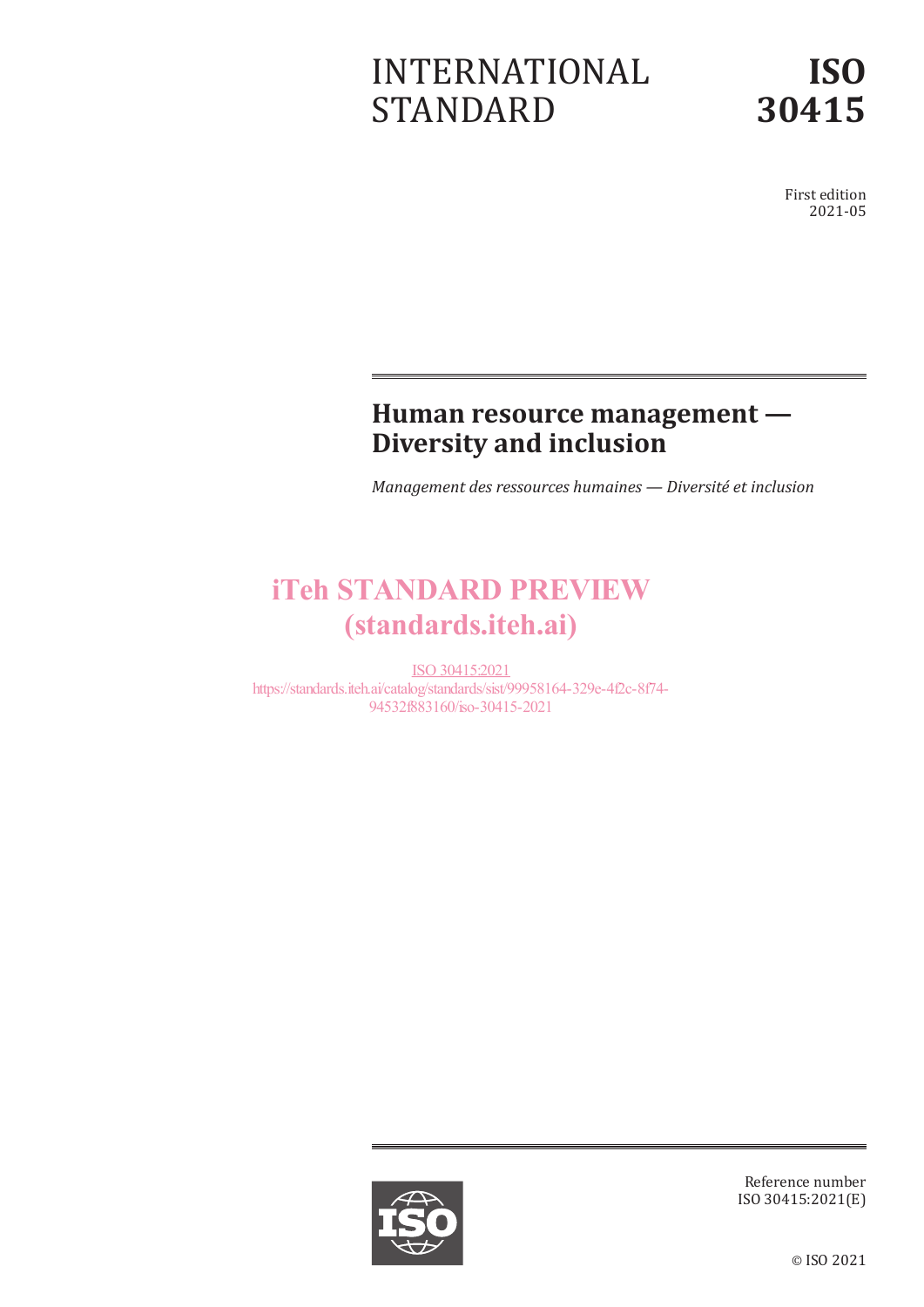# INTERNATIONAL STANDARD

# ISO 30415

First edition
2021-05

## Human resource management — Diversity and inclusion

*Management des ressources humaines — Diversité et inclusion*

iTeh STANDARD PREVIEW
(standards.iteh.ai)

ISO 30415:2021
https://standards.iteh.ai/catalog/standards/sist/99958164-329e-4f2c-8f74-94532f883160/iso-30415-2021

Reference number
ISO 30415:2021(E)

© ISO 2021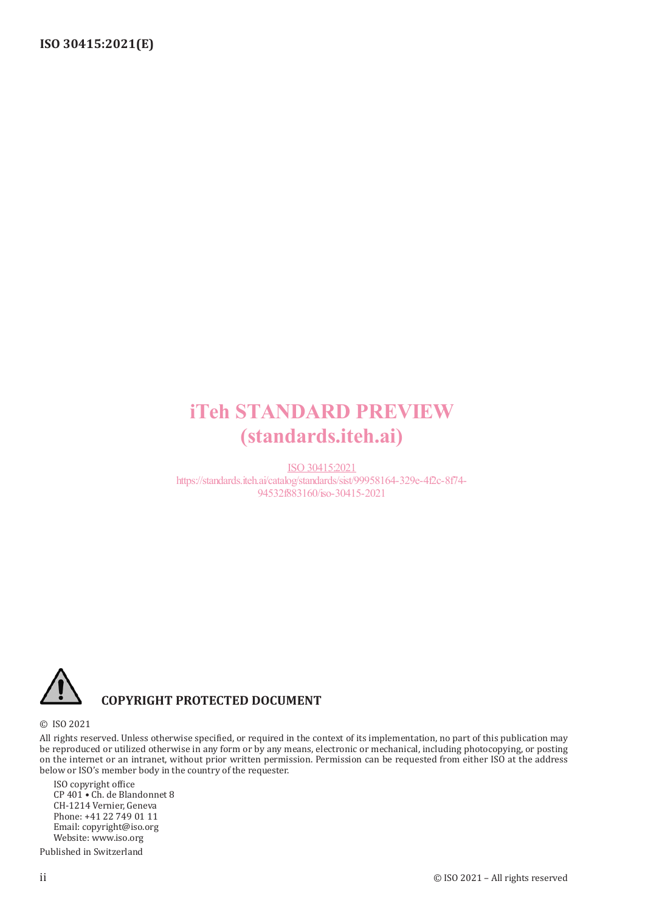iTeh STANDARD PREVIEW
(standards.iteh.ai)

ISO 30415:2021
https://standards.iteh.ai/catalog/standards/sist/99958164-329e-4f2c-8f74-94532f883160/iso-30415-2021

**COPYRIGHT PROTECTED DOCUMENT**

© ISO 2021

All rights reserved. Unless otherwise specified, or required in the context of its implementation, no part of this publication may be reproduced or utilized otherwise in any form or by any means, electronic or mechanical, including photocopying, or posting on the internet or an intranet, without prior written permission. Permission can be requested from either ISO at the address below or ISO's member body in the country of the requester.

ISO copyright office
CP 401 • Ch. de Blandonnet 8
CH-1214 Vernier, Geneva
Phone: +41 22 749 01 11
Email: copyright@iso.org
Website: www.iso.org

Published in Switzerland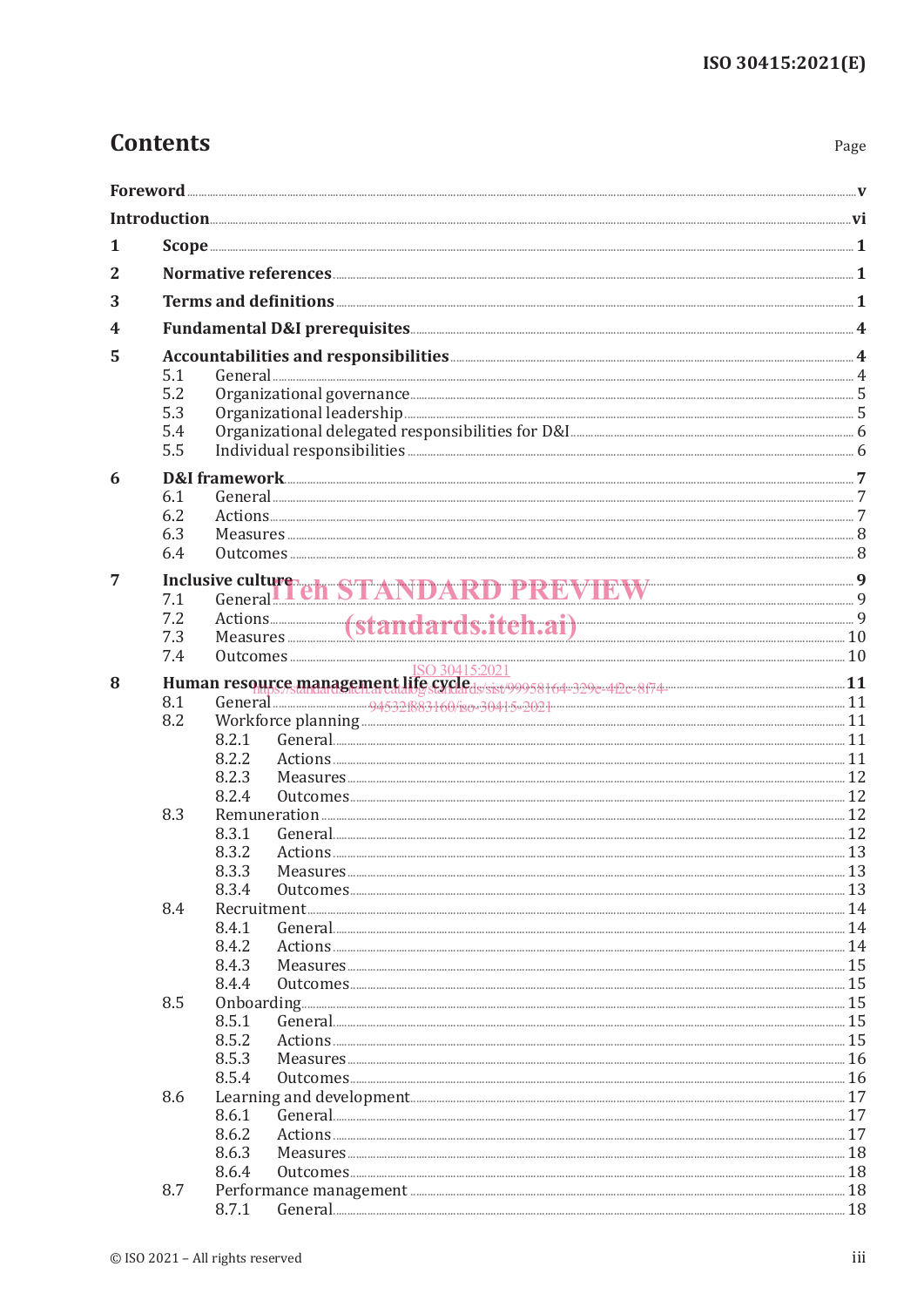# Contents

Page

| | | |
|---|---|---|
| **Foreword** | | **v** |
| **Introduction** | | **vi** |
| **1** | **Scope** | **1** |
| **2** | **Normative references** | **1** |
| **3** | **Terms and definitions** | **1** |
| **4** | **Fundamental D&I prerequisites** | **4** |
| **5** | **Accountabilities and responsibilities** | **4** |
| | 5.1 General | 4 |
| | 5.2 Organizational governance | 5 |
| | 5.3 Organizational leadership | 5 |
| | 5.4 Organizational delegated responsibilities for D&I | 6 |
| | 5.5 Individual responsibilities | 6 |
| **6** | **D&I framework** | **7** |
| | 6.1 General | 7 |
| | 6.2 Actions | 7 |
| | 6.3 Measures | 8 |
| | 6.4 Outcomes | 8 |
| **7** | **Inclusive culture** | **9** |
| | 7.1 General | 9 |
| | 7.2 Actions | 9 |
| | 7.3 Measures | 10 |
| | 7.4 Outcomes | 10 |
| **8** | **Human resource management life cycle** | **11** |
| | 8.1 General | 11 |
| | 8.2 Workforce planning | 11 |
| | 8.2.1 General | 11 |
| | 8.2.2 Actions | 11 |
| | 8.2.3 Measures | 12 |
| | 8.2.4 Outcomes | 12 |
| | 8.3 Remuneration | 12 |
| | 8.3.1 General | 12 |
| | 8.3.2 Actions | 13 |
| | 8.3.3 Measures | 13 |
| | 8.3.4 Outcomes | 13 |
| | 8.4 Recruitment | 14 |
| | 8.4.1 General | 14 |
| | 8.4.2 Actions | 14 |
| | 8.4.3 Measures | 15 |
| | 8.4.4 Outcomes | 15 |
| | 8.5 Onboarding | 15 |
| | 8.5.1 General | 15 |
| | 8.5.2 Actions | 15 |
| | 8.5.3 Measures | 16 |
| | 8.5.4 Outcomes | 16 |
| | 8.6 Learning and development | 17 |
| | 8.6.1 General | 17 |
| | 8.6.2 Actions | 17 |
| | 8.6.3 Measures | 18 |
| | 8.6.4 Outcomes | 18 |
| | 8.7 Performance management | 18 |
| | 8.7.1 General | 18 |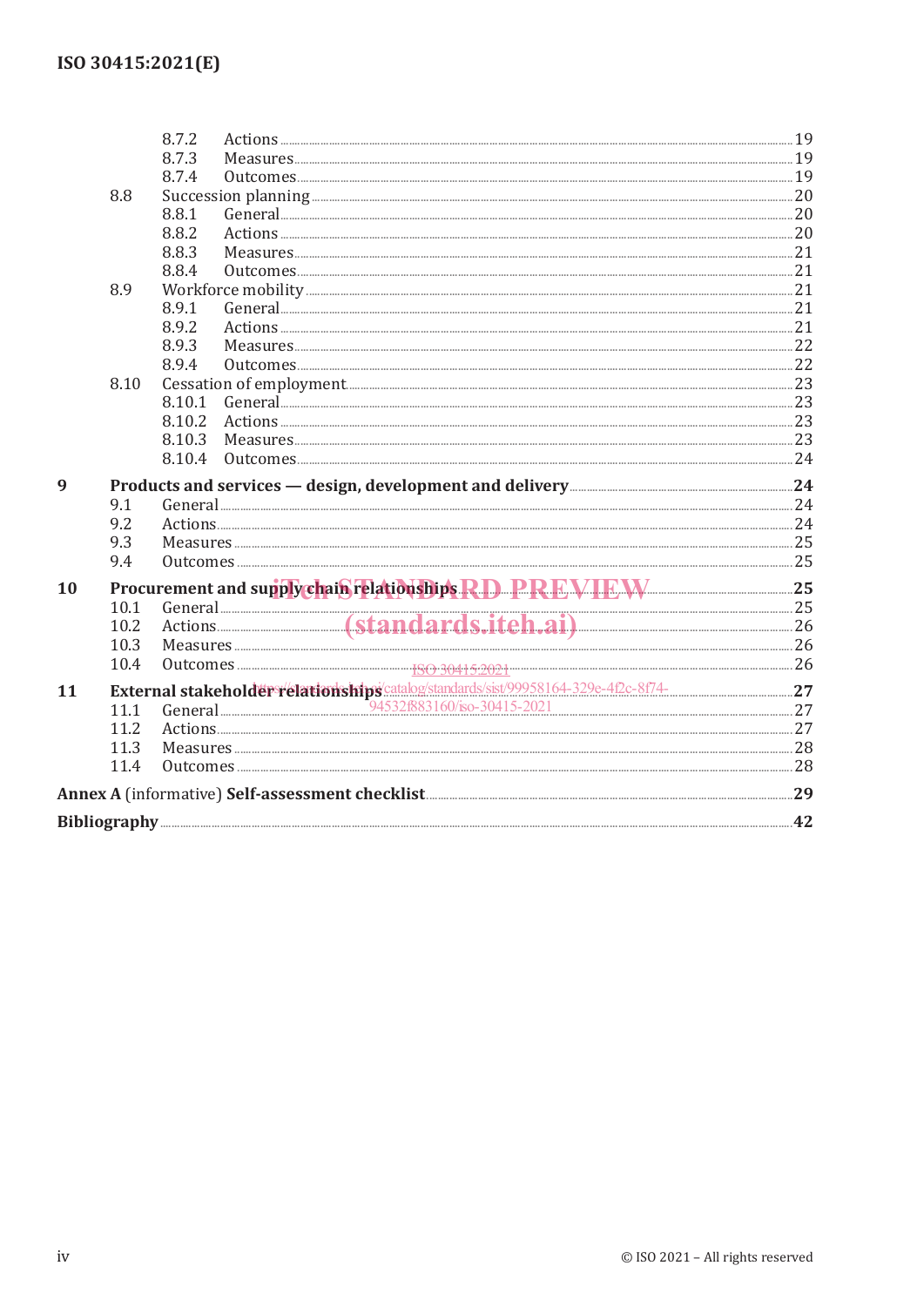8.7.2 Actions ... 19
8.7.3 Measures ... 19
8.7.4 Outcomes ... 19
8.8 Succession planning ... 20
8.8.1 General ... 20
8.8.2 Actions ... 20
8.8.3 Measures ... 21
8.8.4 Outcomes ... 21
8.9 Workforce mobility ... 21
8.9.1 General ... 21
8.9.2 Actions ... 21
8.9.3 Measures ... 22
8.9.4 Outcomes ... 22
8.10 Cessation of employment ... 23
8.10.1 General ... 23
8.10.2 Actions ... 23
8.10.3 Measures ... 23
8.10.4 Outcomes ... 24

**9 Products and services — design, development and delivery ... 24**
9.1 General ... 24
9.2 Actions ... 24
9.3 Measures ... 25
9.4 Outcomes ... 25

**10 Procurement and supply chain relationships ... 25**
10.1 General ... 25
10.2 Actions ... 26
10.3 Measures ... 26
10.4 Outcomes ... 26

**11 External stakeholder relationships ... 27**
11.1 General ... 27
11.2 Actions ... 27
11.3 Measures ... 28
11.4 Outcomes ... 28

**Annex A** (informative) **Self-assessment checklist ... 29**

**Bibliography ... 42**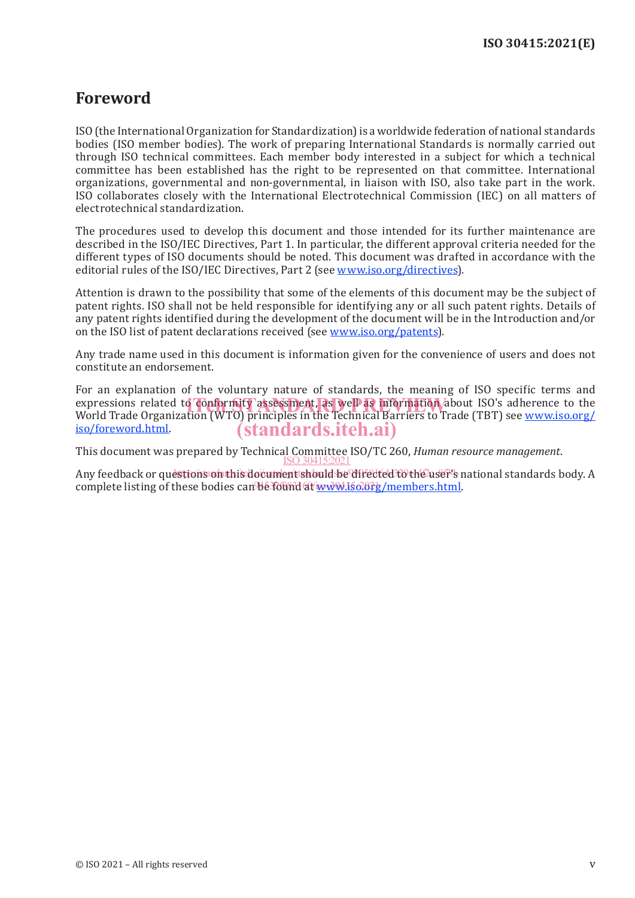# Foreword

ISO (the International Organization for Standardization) is a worldwide federation of national standards bodies (ISO member bodies). The work of preparing International Standards is normally carried out through ISO technical committees. Each member body interested in a subject for which a technical committee has been established has the right to be represented on that committee. International organizations, governmental and non-governmental, in liaison with ISO, also take part in the work. ISO collaborates closely with the International Electrotechnical Commission (IEC) on all matters of electrotechnical standardization.

The procedures used to develop this document and those intended for its further maintenance are described in the ISO/IEC Directives, Part 1. In particular, the different approval criteria needed for the different types of ISO documents should be noted. This document was drafted in accordance with the editorial rules of the ISO/IEC Directives, Part 2 (see www.iso.org/directives).

Attention is drawn to the possibility that some of the elements of this document may be the subject of patent rights. ISO shall not be held responsible for identifying any or all such patent rights. Details of any patent rights identified during the development of the document will be in the Introduction and/or on the ISO list of patent declarations received (see www.iso.org/patents).

Any trade name used in this document is information given for the convenience of users and does not constitute an endorsement.

For an explanation of the voluntary nature of standards, the meaning of ISO specific terms and expressions related to conformity assessment, as well as information about ISO's adherence to the World Trade Organization (WTO) principles in the Technical Barriers to Trade (TBT) see www.iso.org/iso/foreword.html.

This document was prepared by Technical Committee ISO/TC 260, *Human resource management*.

Any feedback or questions on this document should be directed to the user's national standards body. A complete listing of these bodies can be found at www.iso.org/members.html.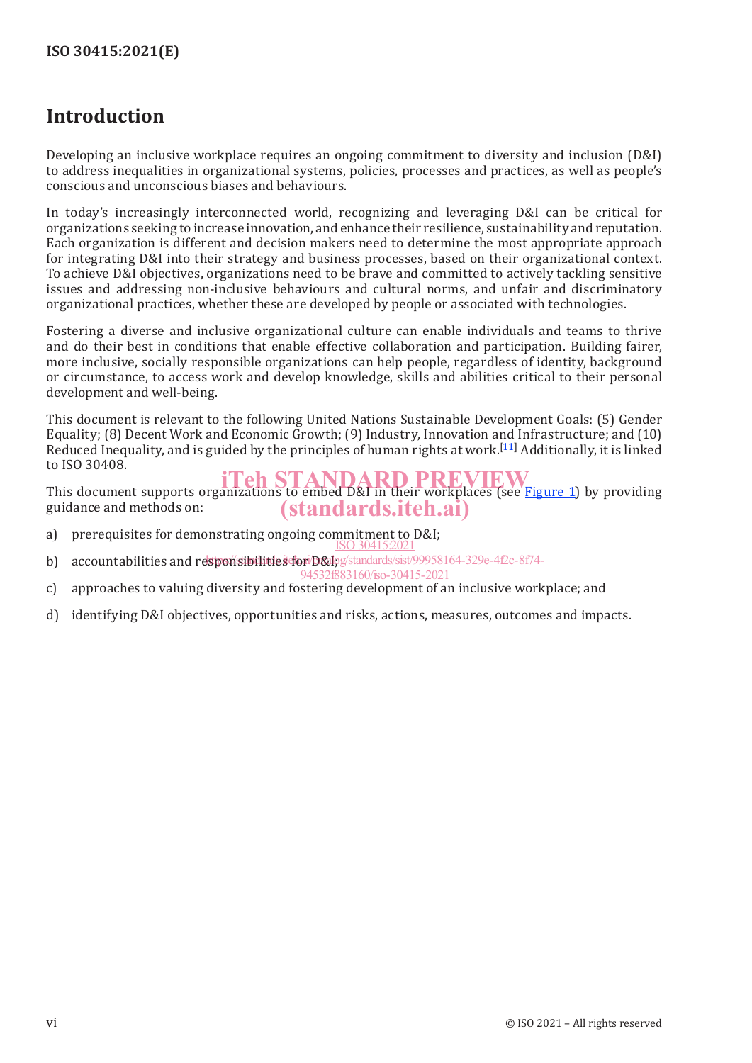# Introduction

Developing an inclusive workplace requires an ongoing commitment to diversity and inclusion (D&I) to address inequalities in organizational systems, policies, processes and practices, as well as people's conscious and unconscious biases and behaviours.

In today's increasingly interconnected world, recognizing and leveraging D&I can be critical for organizations seeking to increase innovation, and enhance their resilience, sustainability and reputation. Each organization is different and decision makers need to determine the most appropriate approach for integrating D&I into their strategy and business processes, based on their organizational context. To achieve D&I objectives, organizations need to be brave and committed to actively tackling sensitive issues and addressing non-inclusive behaviours and cultural norms, and unfair and discriminatory organizational practices, whether these are developed by people or associated with technologies.

Fostering a diverse and inclusive organizational culture can enable individuals and teams to thrive and do their best in conditions that enable effective collaboration and participation. Building fairer, more inclusive, socially responsible organizations can help people, regardless of identity, background or circumstance, to access work and develop knowledge, skills and abilities critical to their personal development and well-being.

This document is relevant to the following United Nations Sustainable Development Goals: (5) Gender Equality; (8) Decent Work and Economic Growth; (9) Industry, Innovation and Infrastructure; and (10) Reduced Inequality, and is guided by the principles of human rights at work.[11] Additionally, it is linked to ISO 30408.

This document supports organizations to embed D&I in their workplaces (see Figure 1) by providing guidance and methods on:

a) prerequisites for demonstrating ongoing commitment to D&I;

b) accountabilities and responsibilities for D&I;

c) approaches to valuing diversity and fostering development of an inclusive workplace; and

d) identifying D&I objectives, opportunities and risks, actions, measures, outcomes and impacts.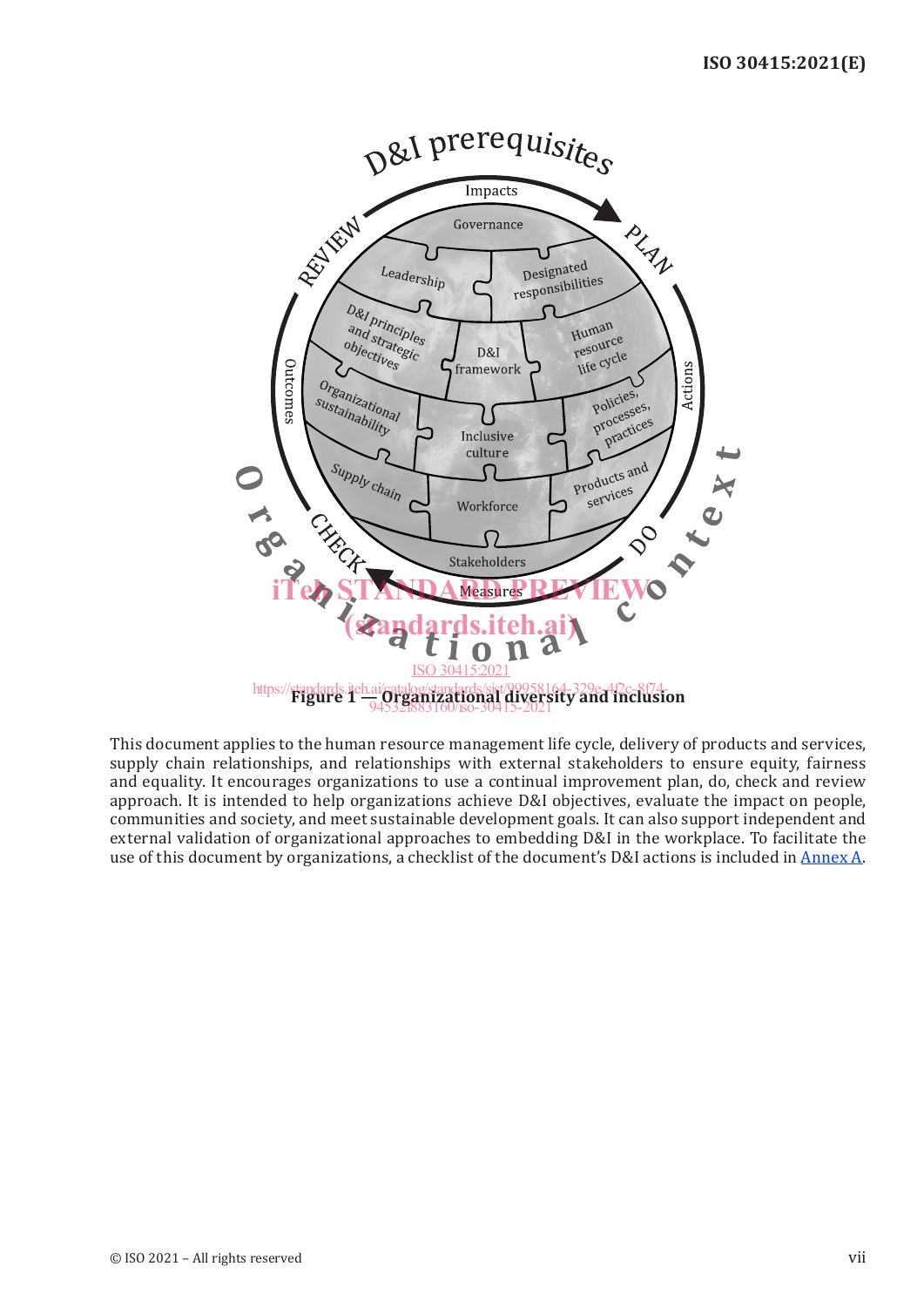Figure 1 — Organizational diversity and inclusion

This document applies to the human resource management life cycle, delivery of products and services, supply chain relationships, and relationships with external stakeholders to ensure equity, fairness and equality. It encourages organizations to use a continual improvement plan, do, check and review approach. It is intended to help organizations achieve D&I objectives, evaluate the impact on people, communities and society, and meet sustainable development goals. It can also support independent and external validation of organizational approaches to embedding D&I in the workplace. To facilitate the use of this document by organizations, a checklist of the document's D&I actions is included in Annex A.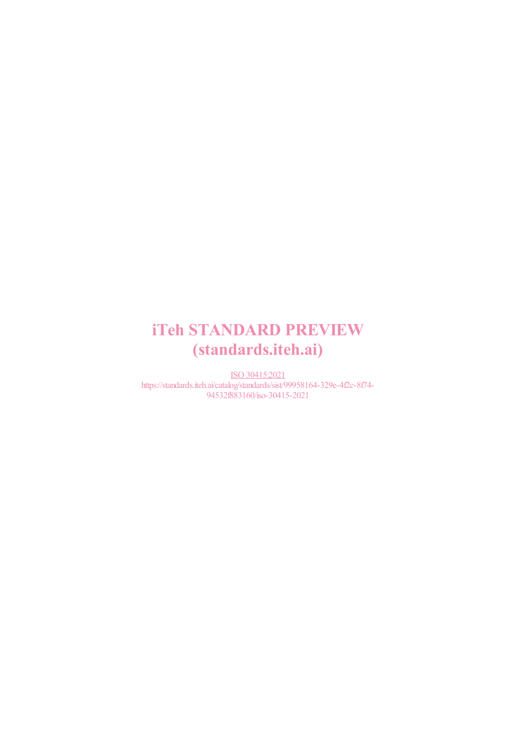iTeh STANDARD PREVIEW
(standards.iteh.ai)

ISO 30415:2021
https://standards.iteh.ai/catalog/standards/sist/99958164-329e-4f2c-8f74-94532f883160/iso-30415-2021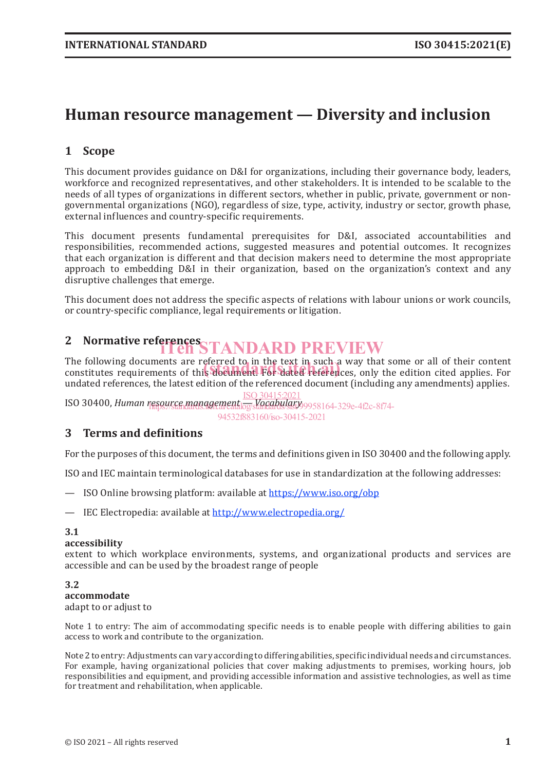# Human resource management — Diversity and inclusion

## 1 Scope

This document provides guidance on D&I for organizations, including their governance body, leaders, workforce and recognized representatives, and other stakeholders. It is intended to be scalable to the needs of all types of organizations in different sectors, whether in public, private, government or non-governmental organizations (NGO), regardless of size, type, activity, industry or sector, growth phase, external influences and country-specific requirements.

This document presents fundamental prerequisites for D&I, associated accountabilities and responsibilities, recommended actions, suggested measures and potential outcomes. It recognizes that each organization is different and that decision makers need to determine the most appropriate approach to embedding D&I in their organization, based on the organization's context and any disruptive challenges that emerge.

This document does not address the specific aspects of relations with labour unions or work councils, or country-specific compliance, legal requirements or litigation.

## 2 Normative references

The following documents are referred to in the text in such a way that some or all of their content constitutes requirements of this document. For dated references, only the edition cited applies. For undated references, the latest edition of the referenced document (including any amendments) applies.

ISO 30400, *Human resource management — Vocabulary*

## 3 Terms and definitions

For the purposes of this document, the terms and definitions given in ISO 30400 and the following apply.

ISO and IEC maintain terminological databases for use in standardization at the following addresses:

— ISO Online browsing platform: available at https://www.iso.org/obp

— IEC Electropedia: available at http://www.electropedia.org/

**3.1**
**accessibility**
extent to which workplace environments, systems, and organizational products and services are accessible and can be used by the broadest range of people

**3.2**
**accommodate**
adapt to or adjust to

Note 1 to entry: The aim of accommodating specific needs is to enable people with differing abilities to gain access to work and contribute to the organization.

Note 2 to entry: Adjustments can vary according to differing abilities, specific individual needs and circumstances. For example, having organizational policies that cover making adjustments to premises, working hours, job responsibilities and equipment, and providing accessible information and assistive technologies, as well as time for treatment and rehabilitation, when applicable.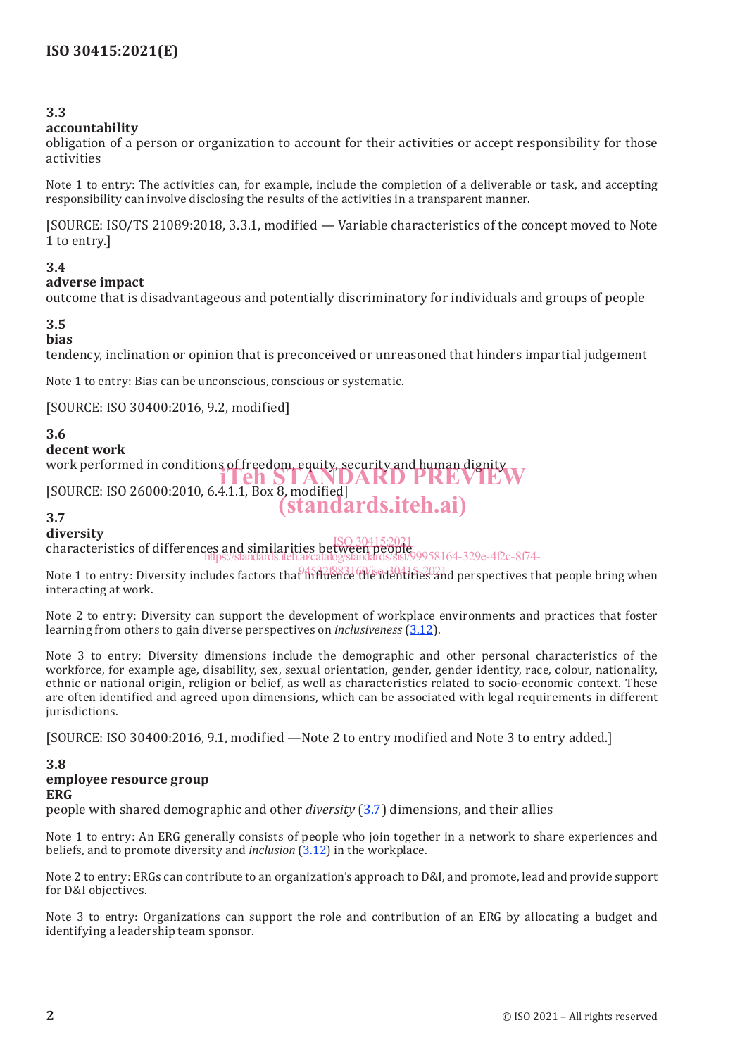### 3.3
**accountability**

obligation of a person or organization to account for their activities or accept responsibility for those activities

Note 1 to entry: The activities can, for example, include the completion of a deliverable or task, and accepting responsibility can involve disclosing the results of the activities in a transparent manner.

[SOURCE: ISO/TS 21089:2018, 3.3.1, modified — Variable characteristics of the concept moved to Note 1 to entry.]

### 3.4
**adverse impact**

outcome that is disadvantageous and potentially discriminatory for individuals and groups of people

### 3.5
**bias**

tendency, inclination or opinion that is preconceived or unreasoned that hinders impartial judgement

Note 1 to entry: Bias can be unconscious, conscious or systematic.

[SOURCE: ISO 30400:2016, 9.2, modified]

### 3.6
**decent work**

work performed in conditions of freedom, equity, security and human dignity

[SOURCE: ISO 26000:2010, 6.4.1.1, Box 8, modified]

### 3.7
**diversity**

characteristics of differences and similarities between people

Note 1 to entry: Diversity includes factors that influence the identities and perspectives that people bring when interacting at work.

Note 2 to entry: Diversity can support the development of workplace environments and practices that foster learning from others to gain diverse perspectives on *inclusiveness* (3.12).

Note 3 to entry: Diversity dimensions include the demographic and other personal characteristics of the workforce, for example age, disability, sex, sexual orientation, gender, gender identity, race, colour, nationality, ethnic or national origin, religion or belief, as well as characteristics related to socio-economic context. These are often identified and agreed upon dimensions, which can be associated with legal requirements in different jurisdictions.

[SOURCE: ISO 30400:2016, 9.1, modified —Note 2 to entry modified and Note 3 to entry added.]

### 3.8
**employee resource group**
**ERG**

people with shared demographic and other *diversity* (3.7) dimensions, and their allies

Note 1 to entry: An ERG generally consists of people who join together in a network to share experiences and beliefs, and to promote diversity and *inclusion* (3.12) in the workplace.

Note 2 to entry: ERGs can contribute to an organization's approach to D&I, and promote, lead and provide support for D&I objectives.

Note 3 to entry: Organizations can support the role and contribution of an ERG by allocating a budget and identifying a leadership team sponsor.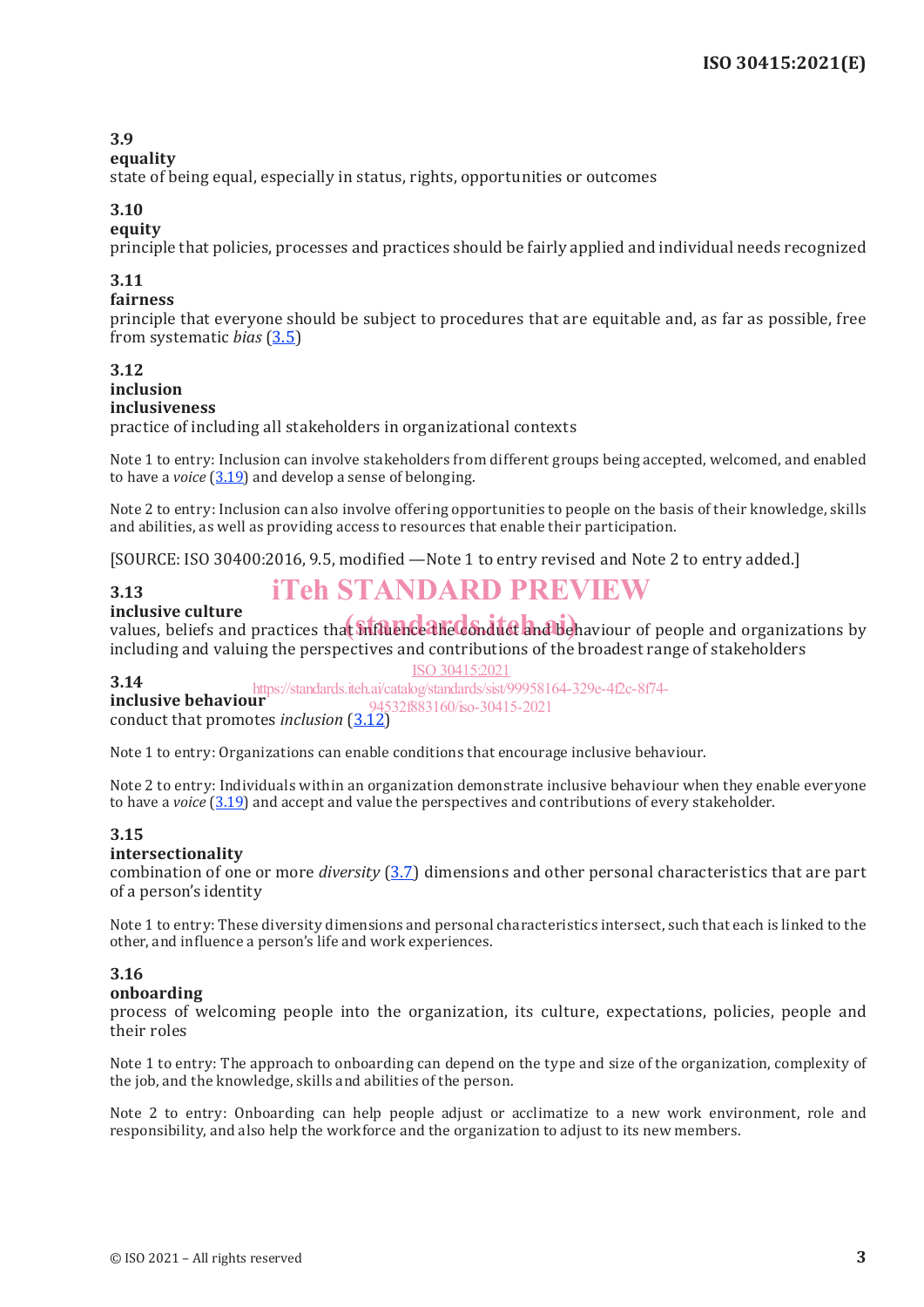### 3.9
**equality**

state of being equal, especially in status, rights, opportunities or outcomes

### 3.10
**equity**

principle that policies, processes and practices should be fairly applied and individual needs recognized

### 3.11
**fairness**

principle that everyone should be subject to procedures that are equitable and, as far as possible, free from systematic *bias* (3.5)

### 3.12
**inclusion**
**inclusiveness**

practice of including all stakeholders in organizational contexts

Note 1 to entry: Inclusion can involve stakeholders from different groups being accepted, welcomed, and enabled to have a *voice* (3.19) and develop a sense of belonging.

Note 2 to entry: Inclusion can also involve offering opportunities to people on the basis of their knowledge, skills and abilities, as well as providing access to resources that enable their participation.

[SOURCE: ISO 30400:2016, 9.5, modified —Note 1 to entry revised and Note 2 to entry added.]

### 3.13
**inclusive culture**

values, beliefs and practices that influence the conduct and behaviour of people and organizations by including and valuing the perspectives and contributions of the broadest range of stakeholders

### 3.14
**inclusive behaviour**

conduct that promotes *inclusion* (3.12)

Note 1 to entry: Organizations can enable conditions that encourage inclusive behaviour.

Note 2 to entry: Individuals within an organization demonstrate inclusive behaviour when they enable everyone to have a *voice* (3.19) and accept and value the perspectives and contributions of every stakeholder.

### 3.15
**intersectionality**

combination of one or more *diversity* (3.7) dimensions and other personal characteristics that are part of a person's identity

Note 1 to entry: These diversity dimensions and personal characteristics intersect, such that each is linked to the other, and influence a person's life and work experiences.

### 3.16
**onboarding**

process of welcoming people into the organization, its culture, expectations, policies, people and their roles

Note 1 to entry: The approach to onboarding can depend on the type and size of the organization, complexity of the job, and the knowledge, skills and abilities of the person.

Note 2 to entry: Onboarding can help people adjust or acclimatize to a new work environment, role and responsibility, and also help the workforce and the organization to adjust to its new members.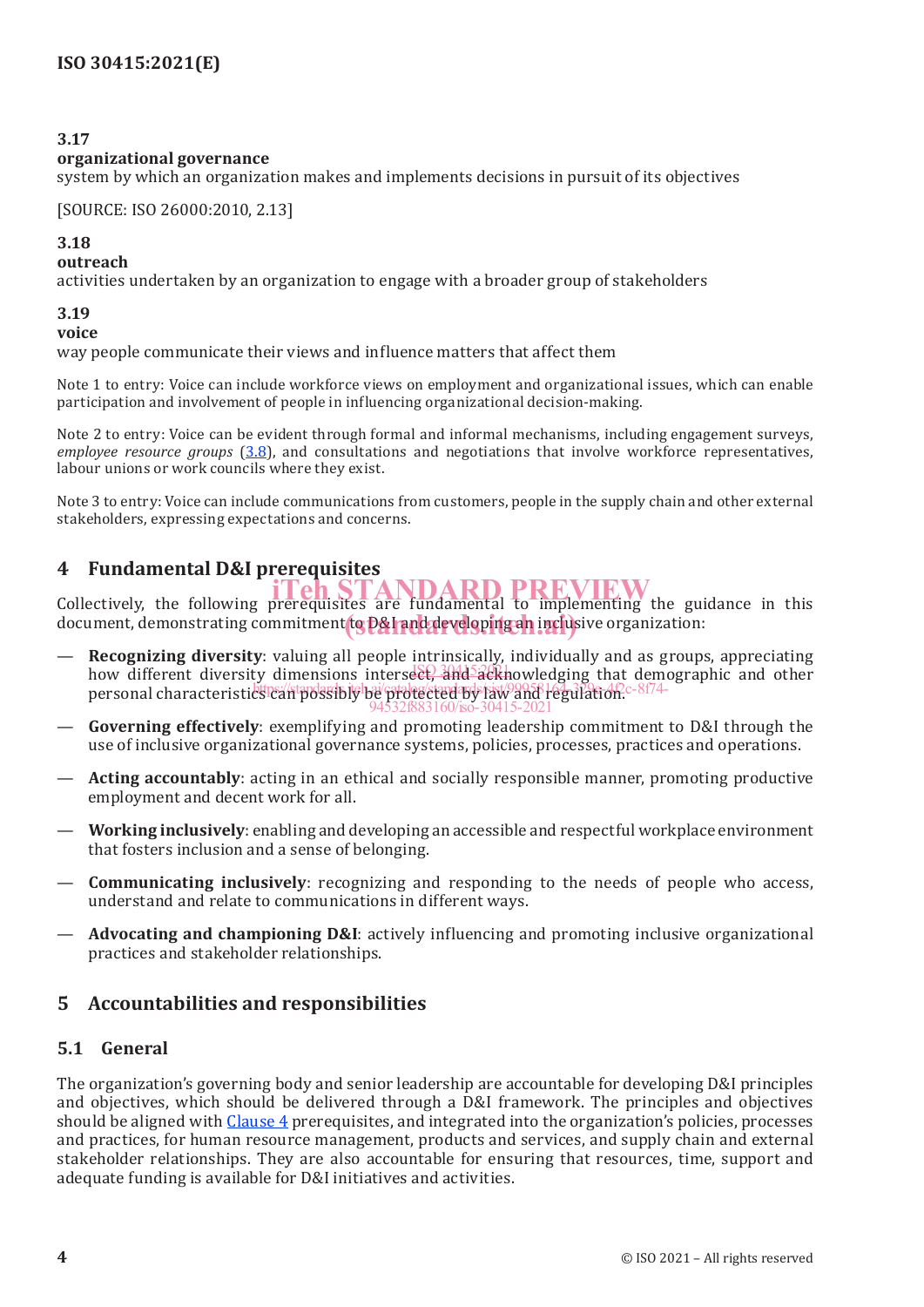**3.17**
**organizational governance**
system by which an organization makes and implements decisions in pursuit of its objectives

[SOURCE: ISO 26000:2010, 2.13]

**3.18**
**outreach**
activities undertaken by an organization to engage with a broader group of stakeholders

**3.19**
**voice**
way people communicate their views and influence matters that affect them

Note 1 to entry: Voice can include workforce views on employment and organizational issues, which can enable participation and involvement of people in influencing organizational decision-making.

Note 2 to entry: Voice can be evident through formal and informal mechanisms, including engagement surveys, *employee resource groups* (3.8), and consultations and negotiations that involve workforce representatives, labour unions or work councils where they exist.

Note 3 to entry: Voice can include communications from customers, people in the supply chain and other external stakeholders, expressing expectations and concerns.

## 4 Fundamental D&I prerequisites

Collectively, the following prerequisites are fundamental to implementing the guidance in this document, demonstrating commitment to D&I and developing an inclusive organization:

- **Recognizing diversity**: valuing all people intrinsically, individually and as groups, appreciating how different diversity dimensions intersect, and acknowledging that demographic and other personal characteristics can possibly be protected by law and regulation.
- **Governing effectively**: exemplifying and promoting leadership commitment to D&I through the use of inclusive organizational governance systems, policies, processes, practices and operations.
- **Acting accountably**: acting in an ethical and socially responsible manner, promoting productive employment and decent work for all.
- **Working inclusively**: enabling and developing an accessible and respectful workplace environment that fosters inclusion and a sense of belonging.
- **Communicating inclusively**: recognizing and responding to the needs of people who access, understand and relate to communications in different ways.
- **Advocating and championing D&I**: actively influencing and promoting inclusive organizational practices and stakeholder relationships.

## 5 Accountabilities and responsibilities

### 5.1 General

The organization's governing body and senior leadership are accountable for developing D&I principles and objectives, which should be delivered through a D&I framework. The principles and objectives should be aligned with Clause 4 prerequisites, and integrated into the organization's policies, processes and practices, for human resource management, products and services, and supply chain and external stakeholder relationships. They are also accountable for ensuring that resources, time, support and adequate funding is available for D&I initiatives and activities.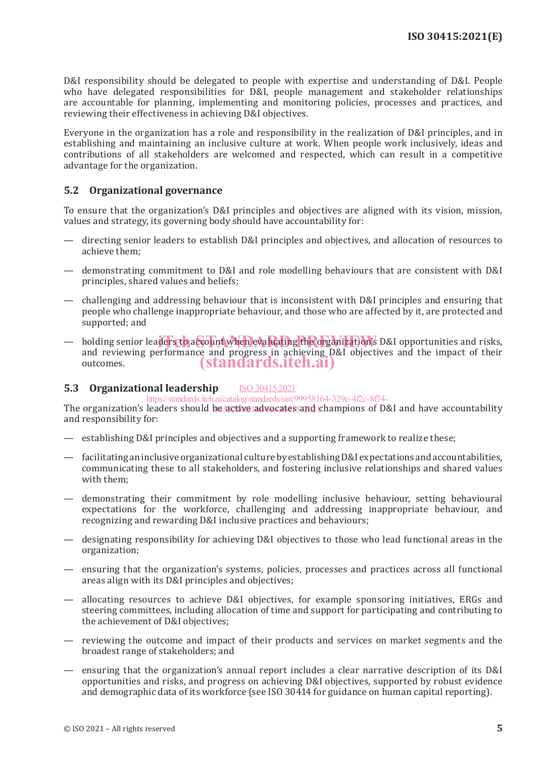D&I responsibility should be delegated to people with expertise and understanding of D&I. People who have delegated responsibilities for D&I, people management and stakeholder relationships are accountable for planning, implementing and monitoring policies, processes and practices, and reviewing their effectiveness in achieving D&I objectives.

Everyone in the organization has a role and responsibility in the realization of D&I principles, and in establishing and maintaining an inclusive culture at work. When people work inclusively, ideas and contributions of all stakeholders are welcomed and respected, which can result in a competitive advantage for the organization.

## 5.2 Organizational governance

To ensure that the organization's D&I principles and objectives are aligned with its vision, mission, values and strategy, its governing body should have accountability for:

— directing senior leaders to establish D&I principles and objectives, and allocation of resources to achieve them;

— demonstrating commitment to D&I and role modelling behaviours that are consistent with D&I principles, shared values and beliefs;

— challenging and addressing behaviour that is inconsistent with D&I principles and ensuring that people who challenge inappropriate behaviour, and those who are affected by it, are protected and supported; and

— holding senior leaders to account when evaluating the organization's D&I opportunities and risks, and reviewing performance and progress in achieving D&I objectives and the impact of their outcomes.

## 5.3 Organizational leadership

The organization's leaders should be active advocates and champions of D&I and have accountability and responsibility for:

— establishing D&I principles and objectives and a supporting framework to realize these;

— facilitating an inclusive organizational culture by establishing D&I expectations and accountabilities, communicating these to all stakeholders, and fostering inclusive relationships and shared values with them;

— demonstrating their commitment by role modelling inclusive behaviour, setting behavioural expectations for the workforce, challenging and addressing inappropriate behaviour, and recognizing and rewarding D&I inclusive practices and behaviours;

— designating responsibility for achieving D&I objectives to those who lead functional areas in the organization;

— ensuring that the organization's systems, policies, processes and practices across all functional areas align with its D&I principles and objectives;

— allocating resources to achieve D&I objectives, for example sponsoring initiatives, ERGs and steering committees, including allocation of time and support for participating and contributing to the achievement of D&I objectives;

— reviewing the outcome and impact of their products and services on market segments and the broadest range of stakeholders; and

— ensuring that the organization's annual report includes a clear narrative description of its D&I opportunities and risks, and progress on achieving D&I objectives, supported by robust evidence and demographic data of its workforce (see ISO 30414 for guidance on human capital reporting).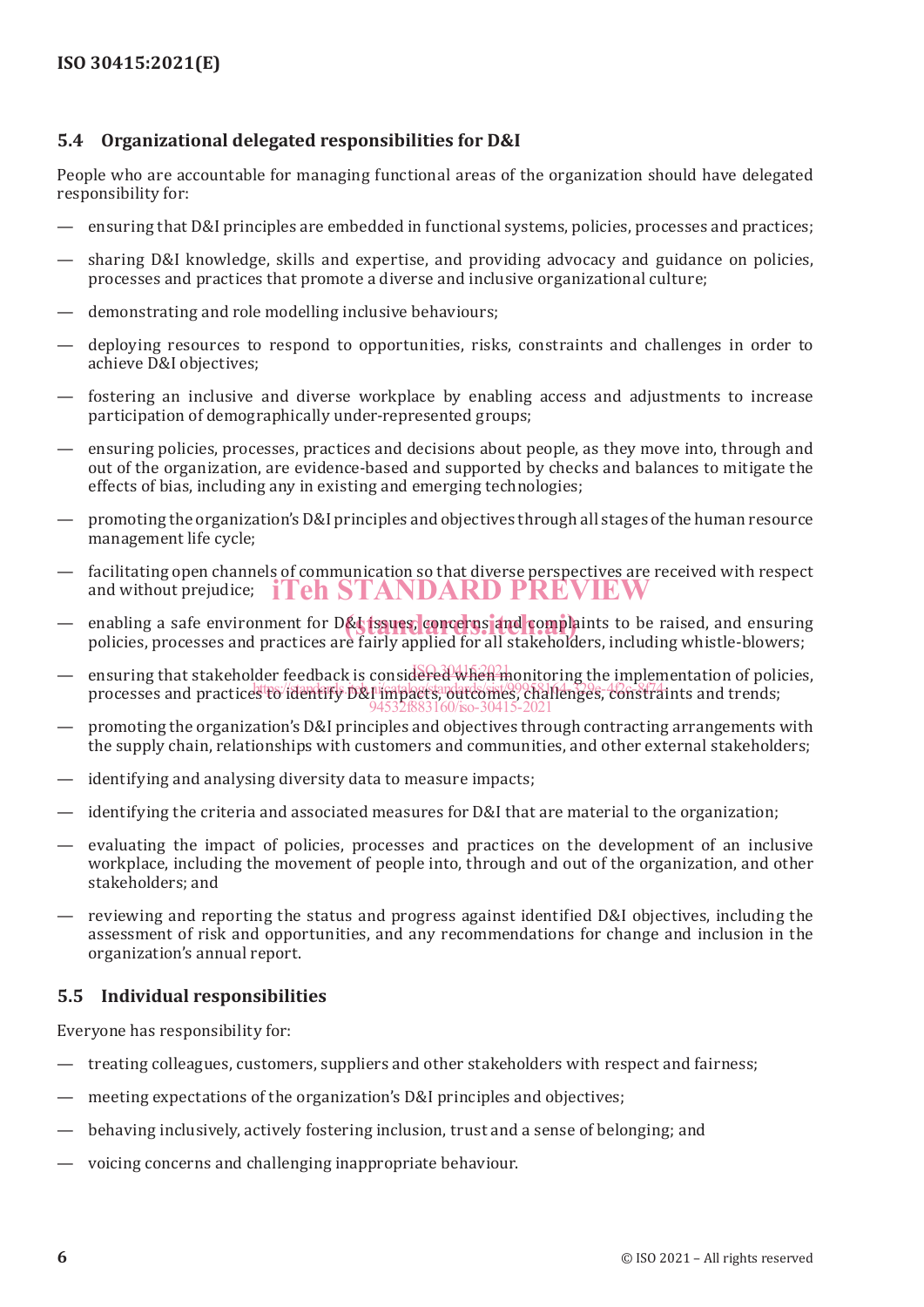### 5.4 Organizational delegated responsibilities for D&I

People who are accountable for managing functional areas of the organization should have delegated responsibility for:

- ensuring that D&I principles are embedded in functional systems, policies, processes and practices;
- sharing D&I knowledge, skills and expertise, and providing advocacy and guidance on policies, processes and practices that promote a diverse and inclusive organizational culture;
- demonstrating and role modelling inclusive behaviours;
- deploying resources to respond to opportunities, risks, constraints and challenges in order to achieve D&I objectives;
- fostering an inclusive and diverse workplace by enabling access and adjustments to increase participation of demographically under-represented groups;
- ensuring policies, processes, practices and decisions about people, as they move into, through and out of the organization, are evidence-based and supported by checks and balances to mitigate the effects of bias, including any in existing and emerging technologies;
- promoting the organization's D&I principles and objectives through all stages of the human resource management life cycle;
- facilitating open channels of communication so that diverse perspectives are received with respect and without prejudice;
- enabling a safe environment for D&I issues, concerns and complaints to be raised, and ensuring policies, processes and practices are fairly applied for all stakeholders, including whistle-blowers;
- ensuring that stakeholder feedback is considered when monitoring the implementation of policies, processes and practices to identify D&I impacts, outcomes, challenges, constraints and trends;
- promoting the organization's D&I principles and objectives through contracting arrangements with the supply chain, relationships with customers and communities, and other external stakeholders;
- identifying and analysing diversity data to measure impacts;
- identifying the criteria and associated measures for D&I that are material to the organization;
- evaluating the impact of policies, processes and practices on the development of an inclusive workplace, including the movement of people into, through and out of the organization, and other stakeholders; and
- reviewing and reporting the status and progress against identified D&I objectives, including the assessment of risk and opportunities, and any recommendations for change and inclusion in the organization's annual report.

### 5.5 Individual responsibilities

Everyone has responsibility for:

- treating colleagues, customers, suppliers and other stakeholders with respect and fairness;
- meeting expectations of the organization's D&I principles and objectives;
- behaving inclusively, actively fostering inclusion, trust and a sense of belonging; and
- voicing concerns and challenging inappropriate behaviour.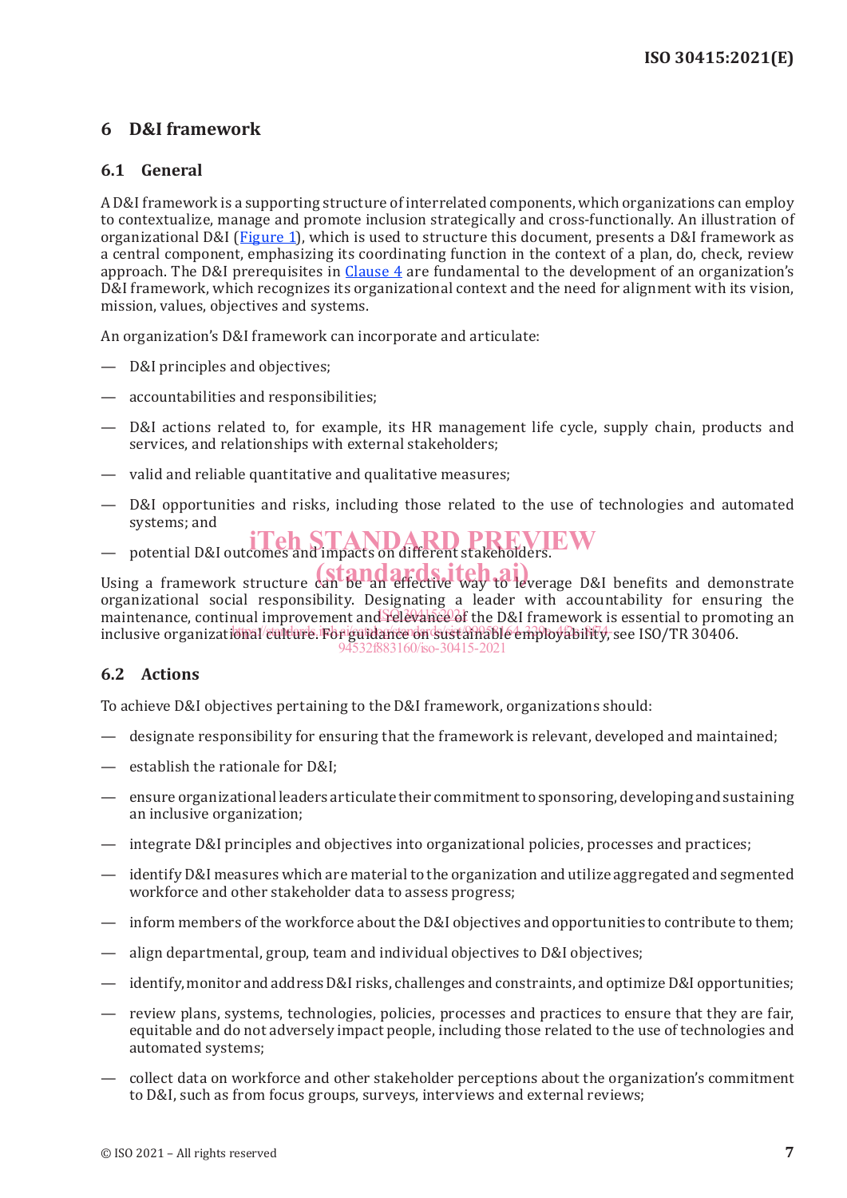## 6 D&I framework

### 6.1 General

A D&I framework is a supporting structure of interrelated components, which organizations can employ to contextualize, manage and promote inclusion strategically and cross-functionally. An illustration of organizational D&I (Figure 1), which is used to structure this document, presents a D&I framework as a central component, emphasizing its coordinating function in the context of a plan, do, check, review approach. The D&I prerequisites in Clause 4 are fundamental to the development of an organization's D&I framework, which recognizes its organizational context and the need for alignment with its vision, mission, values, objectives and systems.

An organization's D&I framework can incorporate and articulate:

- D&I principles and objectives;
- accountabilities and responsibilities;
- D&I actions related to, for example, its HR management life cycle, supply chain, products and services, and relationships with external stakeholders;
- valid and reliable quantitative and qualitative measures;
- D&I opportunities and risks, including those related to the use of technologies and automated systems; and
- potential D&I outcomes and impacts on different stakeholders.

Using a framework structure can be an effective way to leverage D&I benefits and demonstrate organizational social responsibility. Designating a leader with accountability for ensuring the maintenance, continual improvement and relevance of the D&I framework is essential to promoting an inclusive organizational culture. For guidance on sustainable employability, see ISO/TR 30406.

### 6.2 Actions

To achieve D&I objectives pertaining to the D&I framework, organizations should:

- designate responsibility for ensuring that the framework is relevant, developed and maintained;
- establish the rationale for D&I;
- ensure organizational leaders articulate their commitment to sponsoring, developing and sustaining an inclusive organization;
- integrate D&I principles and objectives into organizational policies, processes and practices;
- identify D&I measures which are material to the organization and utilize aggregated and segmented workforce and other stakeholder data to assess progress;
- inform members of the workforce about the D&I objectives and opportunities to contribute to them;
- align departmental, group, team and individual objectives to D&I objectives;
- identify, monitor and address D&I risks, challenges and constraints, and optimize D&I opportunities;
- review plans, systems, technologies, policies, processes and practices to ensure that they are fair, equitable and do not adversely impact people, including those related to the use of technologies and automated systems;
- collect data on workforce and other stakeholder perceptions about the organization's commitment to D&I, such as from focus groups, surveys, interviews and external reviews;